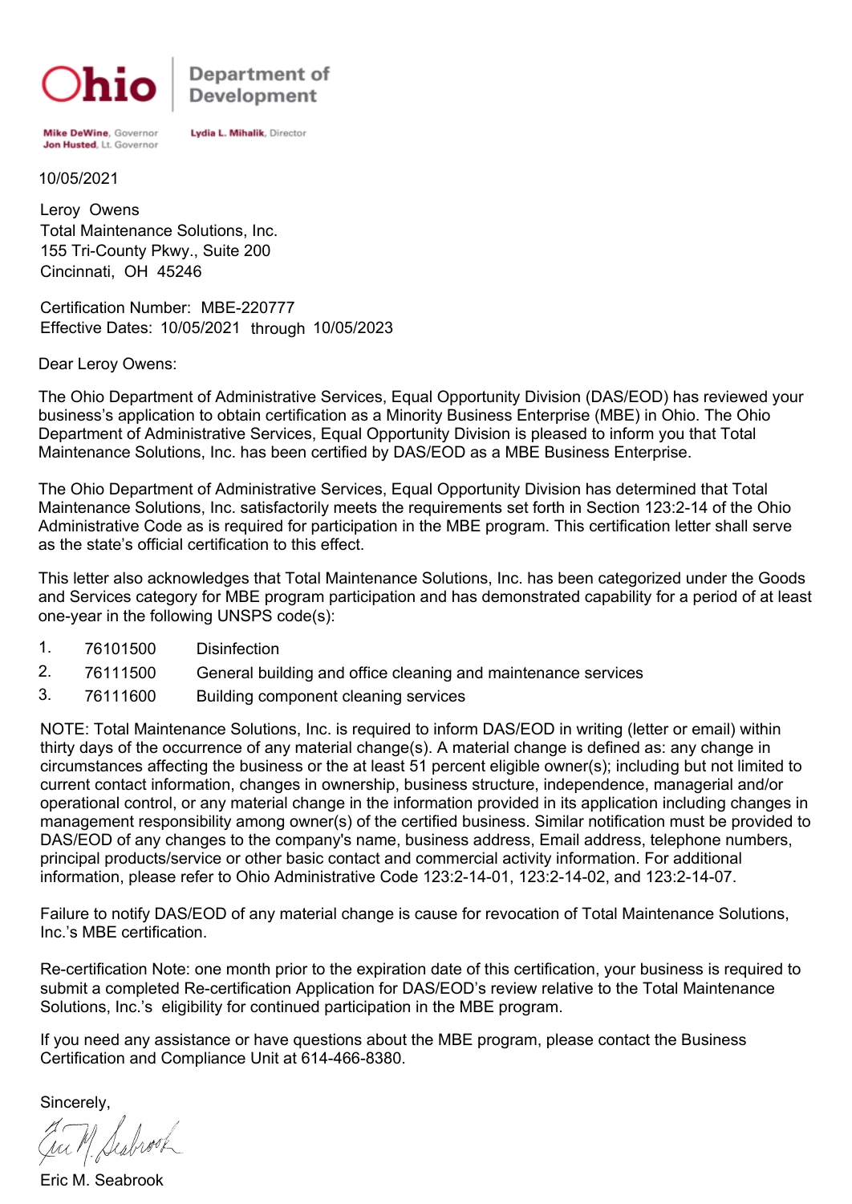**Ohio** | Department of Development

Mike DeWine, Governor
Jon Husted, Lt. Governor

Lydia L. Mihalik, Director

10/05/2021

Leroy Owens
Total Maintenance Solutions, Inc.
155 Tri-County Pkwy., Suite 200
Cincinnati, OH 45246

Certification Number: MBE-220777
Effective Dates: 10/05/2021 through 10/05/2023

Dear Leroy Owens:

The Ohio Department of Administrative Services, Equal Opportunity Division (DAS/EOD) has reviewed your business's application to obtain certification as a Minority Business Enterprise (MBE) in Ohio. The Ohio Department of Administrative Services, Equal Opportunity Division is pleased to inform you that Total Maintenance Solutions, Inc. has been certified by DAS/EOD as a MBE Business Enterprise.

The Ohio Department of Administrative Services, Equal Opportunity Division has determined that Total Maintenance Solutions, Inc. satisfactorily meets the requirements set forth in Section 123:2-14 of the Ohio Administrative Code as is required for participation in the MBE program. This certification letter shall serve as the state's official certification to this effect.

This letter also acknowledges that Total Maintenance Solutions, Inc. has been categorized under the Goods and Services category for MBE program participation and has demonstrated capability for a period of at least one-year in the following UNSPS code(s):

1. 76101500 Disinfection
2. 76111500 General building and office cleaning and maintenance services
3. 76111600 Building component cleaning services

NOTE: Total Maintenance Solutions, Inc. is required to inform DAS/EOD in writing (letter or email) within thirty days of the occurrence of any material change(s). A material change is defined as: any change in circumstances affecting the business or the at least 51 percent eligible owner(s); including but not limited to current contact information, changes in ownership, business structure, independence, managerial and/or operational control, or any material change in the information provided in its application including changes in management responsibility among owner(s) of the certified business. Similar notification must be provided to DAS/EOD of any changes to the company's name, business address, Email address, telephone numbers, principal products/service or other basic contact and commercial activity information. For additional information, please refer to Ohio Administrative Code 123:2-14-01, 123:2-14-02, and 123:2-14-07.

Failure to notify DAS/EOD of any material change is cause for revocation of Total Maintenance Solutions, Inc.'s MBE certification.

Re-certification Note: one month prior to the expiration date of this certification, your business is required to submit a completed Re-certification Application for DAS/EOD's review relative to the Total Maintenance Solutions, Inc.'s eligibility for continued participation in the MBE program.

If you need any assistance or have questions about the MBE program, please contact the Business Certification and Compliance Unit at 614-466-8380.

Sincerely,

Eric M. Seabrook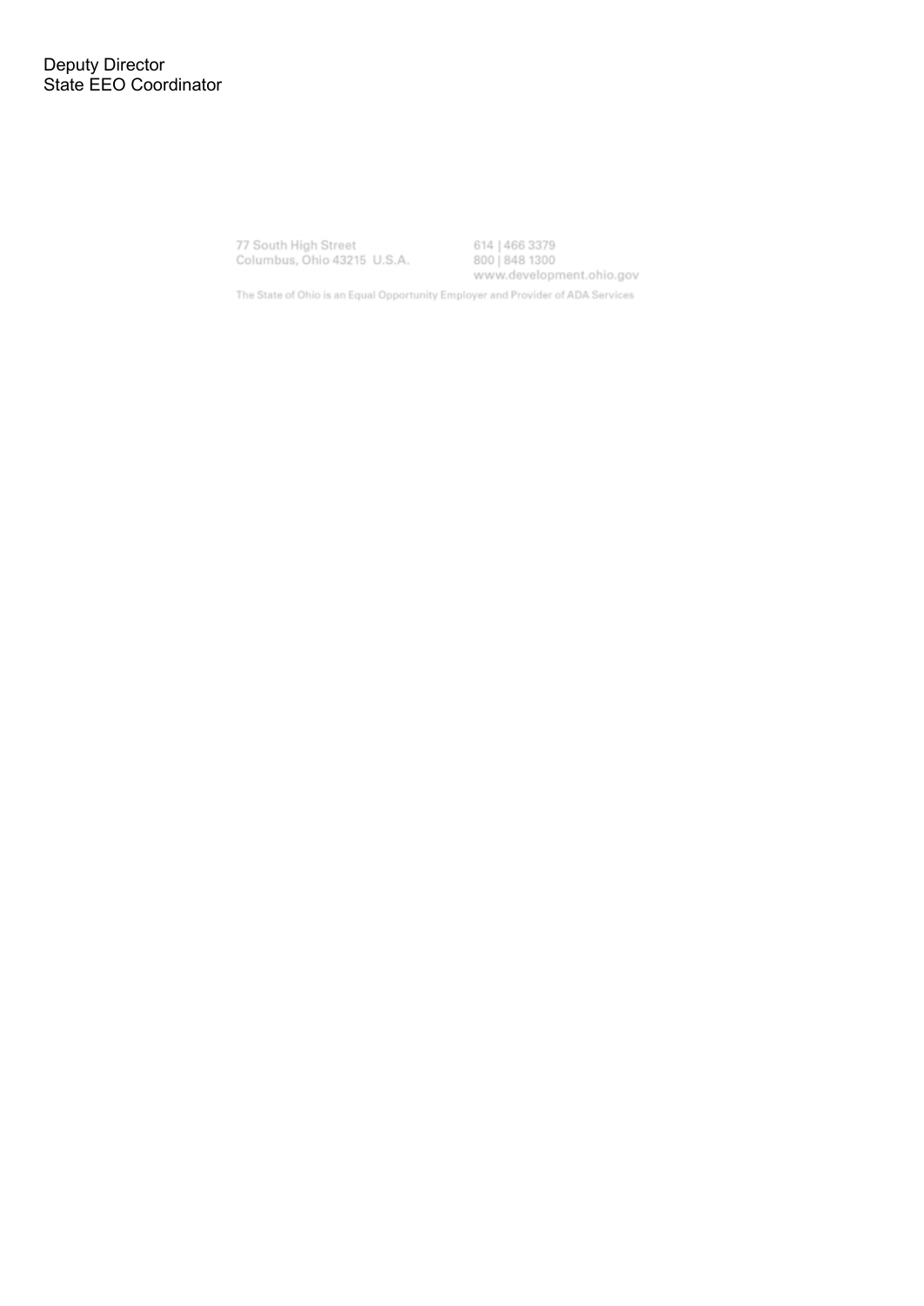Deputy Director
State EEO Coordinator

77 South High Street
Columbus, Ohio 43215 U.S.A.

614 | 466 3379
800 | 848 1300
www.development.ohio.gov

The State of Ohio is an Equal Opportunity Employer and Provider of ADA Services